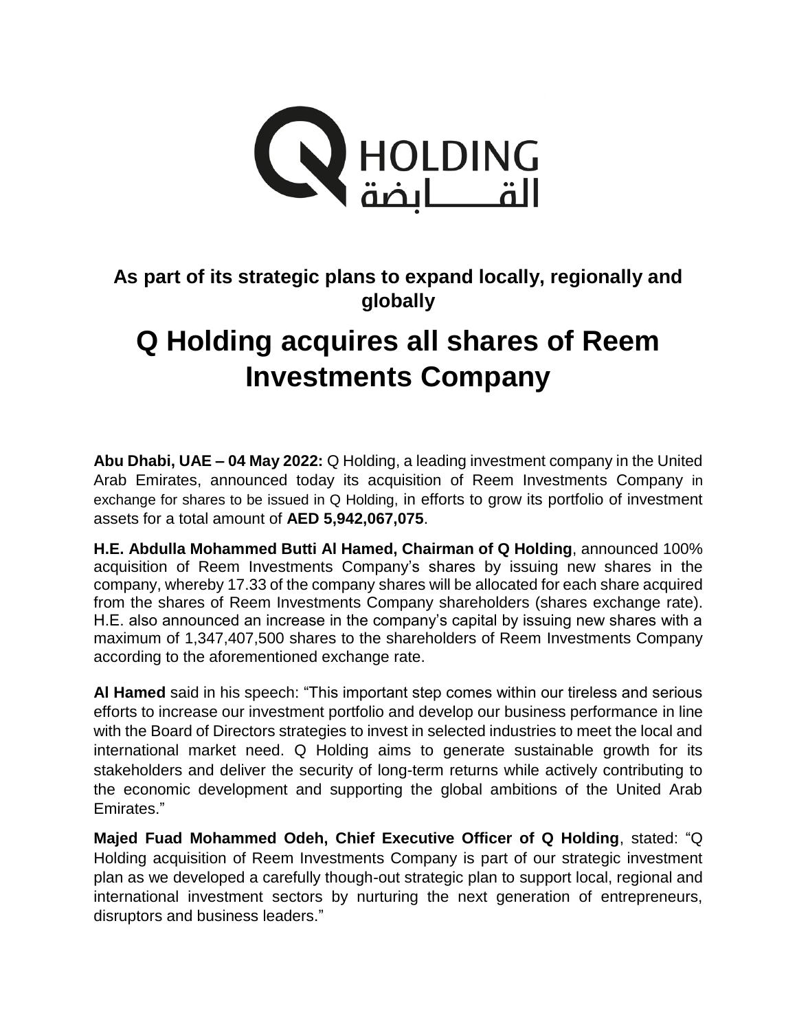**As part of its strategic plans to expand locally, regionally and globally**

# Q Holding acquires all shares of Reem Investments Company

**Abu Dhabi, UAE – 04 May 2022:** Q Holding, a leading investment company in the United Arab Emirates, announced today its acquisition of Reem Investments Company in exchange for shares to be issued in Q Holding, in efforts to grow its portfolio of investment assets for a total amount of **AED 5,942,067,075**.

**H.E. Abdulla Mohammed Butti Al Hamed, Chairman of Q Holding**, announced 100% acquisition of Reem Investments Company's shares by issuing new shares in the company, whereby 17.33 of the company shares will be allocated for each share acquired from the shares of Reem Investments Company shareholders (shares exchange rate). H.E. also announced an increase in the company's capital by issuing new shares with a maximum of 1,347,407,500 shares to the shareholders of Reem Investments Company according to the aforementioned exchange rate.

**Al Hamed** said in his speech: "This important step comes within our tireless and serious efforts to increase our investment portfolio and develop our business performance in line with the Board of Directors strategies to invest in selected industries to meet the local and international market need. Q Holding aims to generate sustainable growth for its stakeholders and deliver the security of long-term returns while actively contributing to the economic development and supporting the global ambitions of the United Arab Emirates."

**Majed Fuad Mohammed Odeh, Chief Executive Officer of Q Holding**, stated: "Q Holding acquisition of Reem Investments Company is part of our strategic investment plan as we developed a carefully though-out strategic plan to support local, regional and international investment sectors by nurturing the next generation of entrepreneurs, disruptors and business leaders."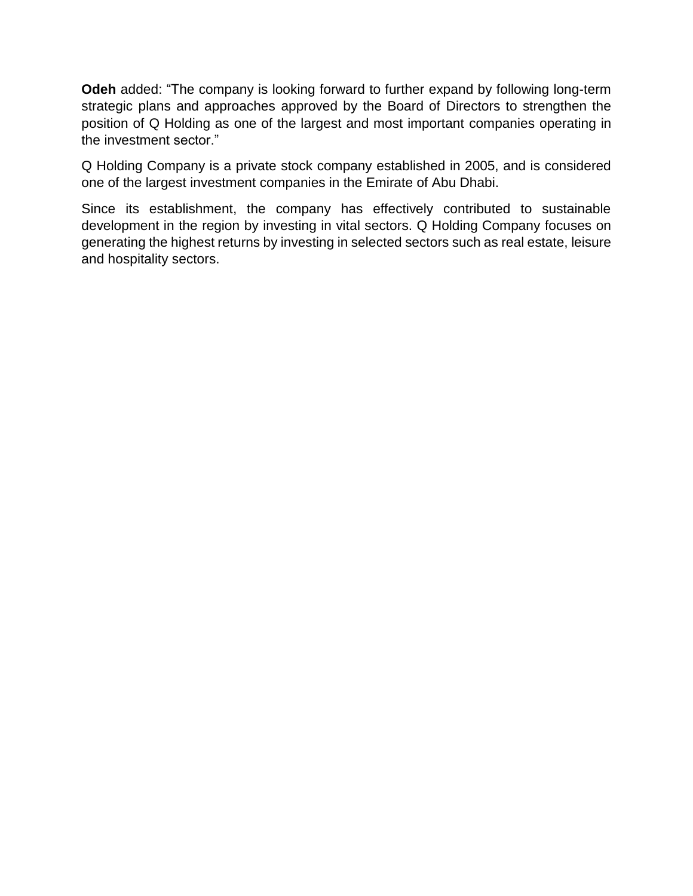**Odeh** added: “The company is looking forward to further expand by following long-term strategic plans and approaches approved by the Board of Directors to strengthen the position of Q Holding as one of the largest and most important companies operating in the investment sector.”

Q Holding Company is a private stock company established in 2005, and is considered one of the largest investment companies in the Emirate of Abu Dhabi.

Since its establishment, the company has effectively contributed to sustainable development in the region by investing in vital sectors. Q Holding Company focuses on generating the highest returns by investing in selected sectors such as real estate, leisure and hospitality sectors.